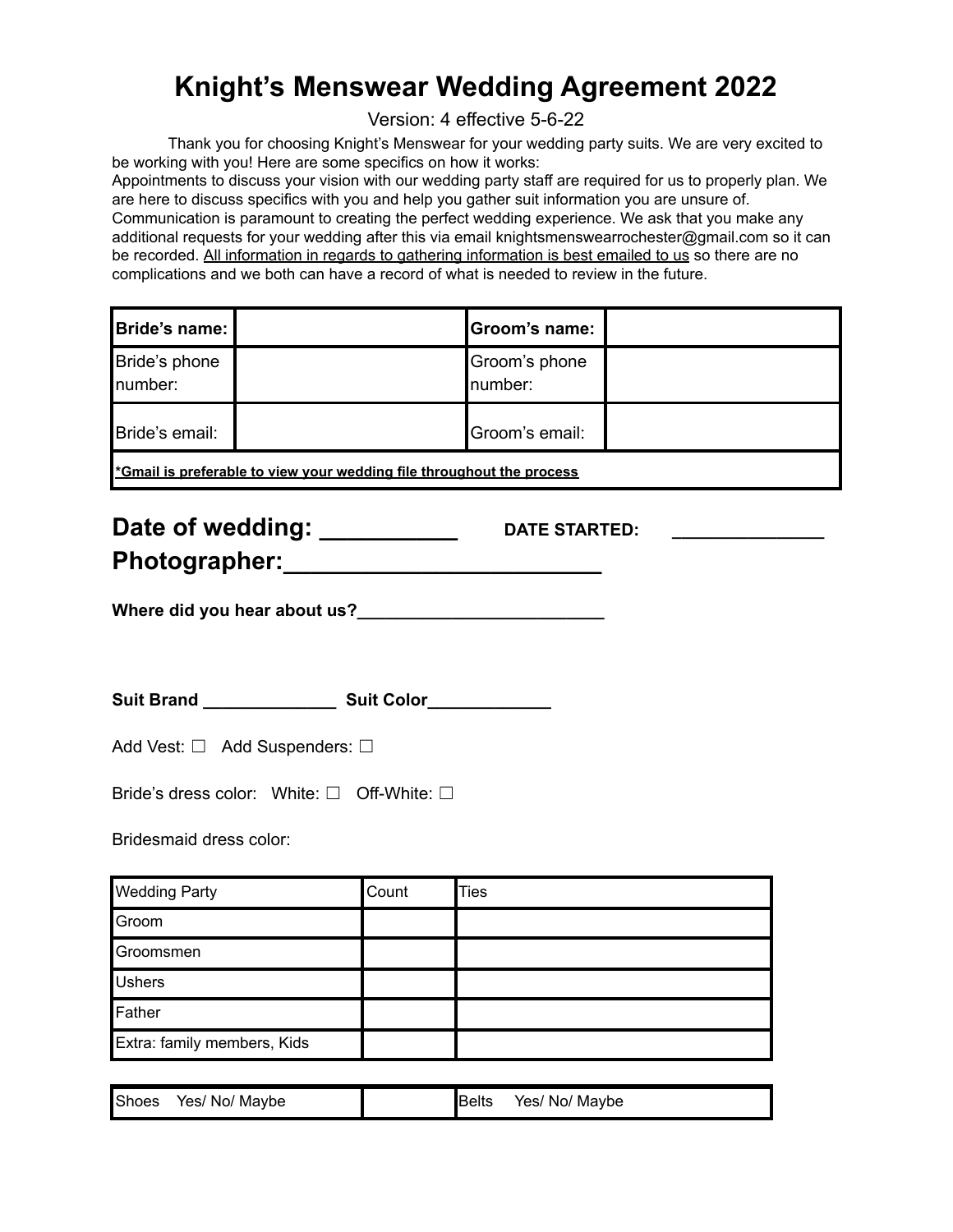# Knight's Menswear Wedding Agreement 2022

Version: 4 effective 5-6-22

Thank you for choosing Knight's Menswear for your wedding party suits. We are very excited to be working with you! Here are some specifics on how it works:
Appointments to discuss your vision with our wedding party staff are required for us to properly plan. We are here to discuss specifics with you and help you gather suit information you are unsure of. Communication is paramount to creating the perfect wedding experience. We ask that you make any additional requests for your wedding after this via email knightsmenswearrochester@gmail.com so it can be recorded. <u>All information in regards to gathering information is best emailed to us</u> so there are no complications and we both can have a record of what is needed to review in the future.

| **Bride's name:** | | **Groom's name:** | |
|---|---|---|---|
| Bride's phone number: | | Groom's phone number: | |
| Bride's email: | | Groom's email: | |
| ***Gmail is preferable to view your wedding file throughout the process** | | | |

## Date of wedding: __________ **DATE STARTED:** _______________

## Photographer:________________________

**Where did you hear about us?**_________________________

**Suit Brand** ______________ **Suit Color**____________

Add Vest: ☐ Add Suspenders: ☐

Bride's dress color: White: ☐ Off-White: ☐

Bridesmaid dress color:

| Wedding Party | Count | Ties |
|---|---|---|
| Groom | | |
| Groomsmen | | |
| Ushers | | |
| Father | | |
| Extra: family members, Kids | | |

| Shoes Yes/ No/ Maybe | | Belts Yes/ No/ Maybe |
|---|---|---|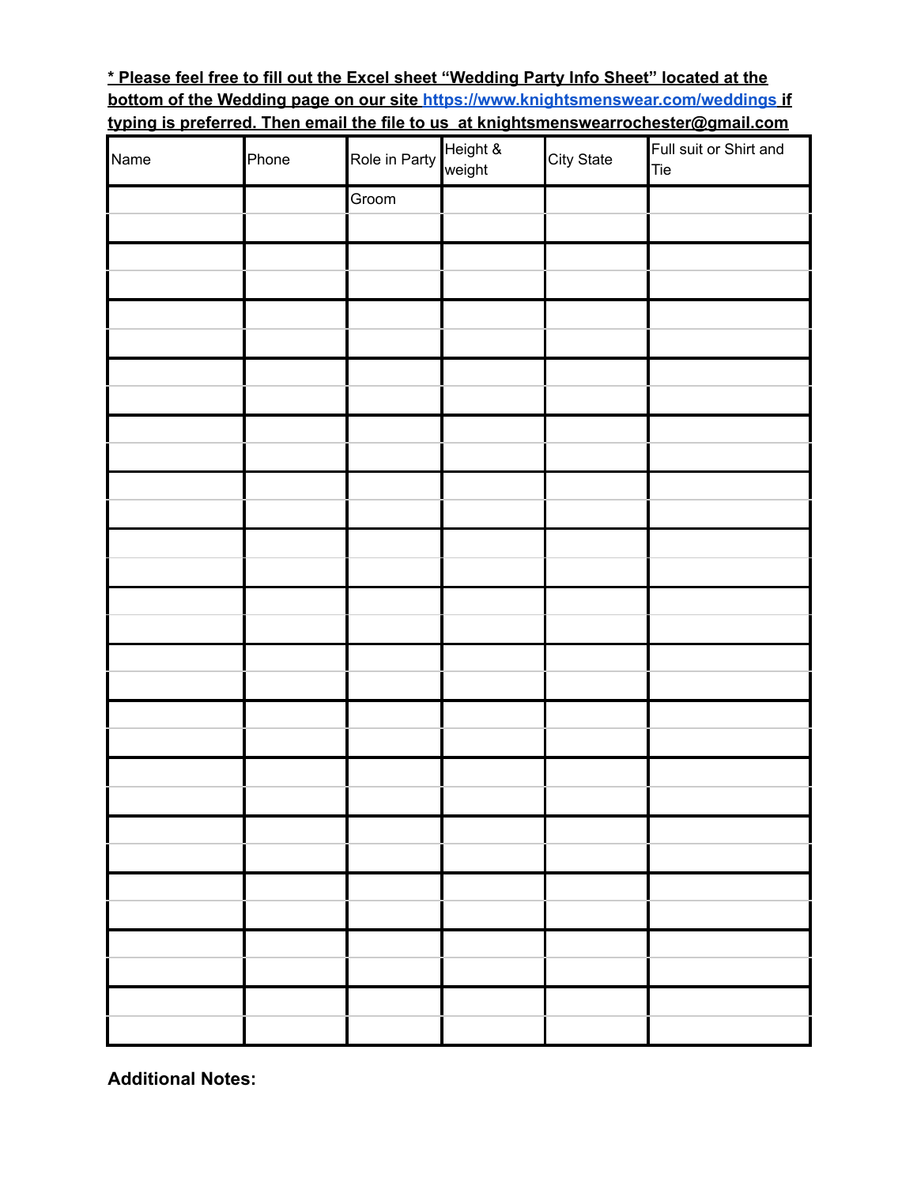**_* Please feel free to fill out the Excel sheet "Wedding Party Info Sheet" located at the bottom of the Wedding page on our site [https://www.knightsmenswear.com/weddings](https://www.knightsmenswear.com/weddings) if typing is preferred. Then email the file to us at knightsmenswearrochester@gmail.com_**

| Name | Phone | Role in Party | Height & weight | City State | Full suit or Shirt and Tie |
|---|---|---|---|---|---|
| | | Groom | | | |
| | | | | | |
| | | | | | |
| | | | | | |
| | | | | | |
| | | | | | |
| | | | | | |
| | | | | | |
| | | | | | |
| | | | | | |
| | | | | | |
| | | | | | |
| | | | | | |
| | | | | | |
| | | | | | |
| | | | | | |
| | | | | | |
| | | | | | |
| | | | | | |
| | | | | | |
| | | | | | |
| | | | | | |
| | | | | | |
| | | | | | |
| | | | | | |
| | | | | | |
| | | | | | |
| | | | | | |
| | | | | | |
| | | | | | |
| | | | | | |
| | | | | | |

**Additional Notes:**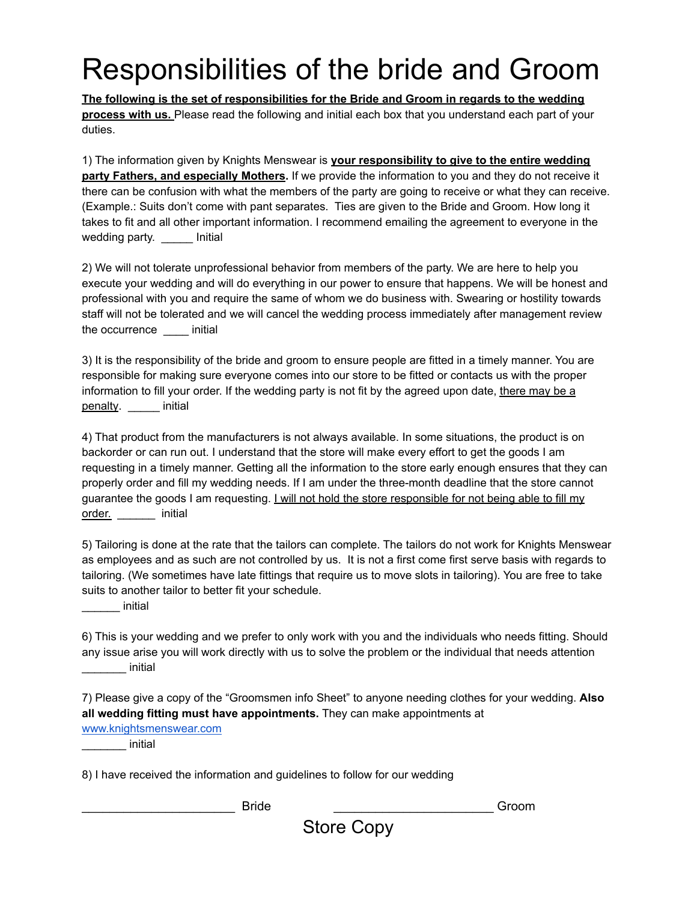# Responsibilities of the bride and Groom

**The following is the set of responsibilities for the Bride and Groom in regards to the wedding process with us.** Please read the following and initial each box that you understand each part of your duties.

1) The information given by Knights Menswear is **your responsibility to give to the entire wedding party Fathers, and especially Mothers.** If we provide the information to you and they do not receive it there can be confusion with what the members of the party are going to receive or what they can receive. (Example.: Suits don't come with pant separates. Ties are given to the Bride and Groom. How long it takes to fit and all other important information. I recommend emailing the agreement to everyone in the wedding party. _____ Initial

2) We will not tolerate unprofessional behavior from members of the party. We are here to help you execute your wedding and will do everything in our power to ensure that happens. We will be honest and professional with you and require the same of whom we do business with. Swearing or hostility towards staff will not be tolerated and we will cancel the wedding process immediately after management review the occurrence ____ initial

3) It is the responsibility of the bride and groom to ensure people are fitted in a timely manner. You are responsible for making sure everyone comes into our store to be fitted or contacts us with the proper information to fill your order. If the wedding party is not fit by the agreed upon date, there may be a penalty. _____ initial

4) That product from the manufacturers is not always available. In some situations, the product is on backorder or can run out. I understand that the store will make every effort to get the goods I am requesting in a timely manner. Getting all the information to the store early enough ensures that they can properly order and fill my wedding needs. If I am under the three-month deadline that the store cannot guarantee the goods I am requesting. I will not hold the store responsible for not being able to fill my order. ______ initial

5) Tailoring is done at the rate that the tailors can complete. The tailors do not work for Knights Menswear as employees and as such are not controlled by us. It is not a first come first serve basis with regards to tailoring. (We sometimes have late fittings that require us to move slots in tailoring). You are free to take suits to another tailor to better fit your schedule.
______ initial

6) This is your wedding and we prefer to only work with you and the individuals who needs fitting. Should any issue arise you will work directly with us to solve the problem or the individual that needs attention
_______ initial

7) Please give a copy of the "Groomsmen info Sheet" to anyone needing clothes for your wedding. **Also all wedding fitting must have appointments.** They can make appointments at www.knightsmenswear.com
_______ initial

8) I have received the information and guidelines to follow for our wedding

______________________ Bride ______________________ Groom

Store Copy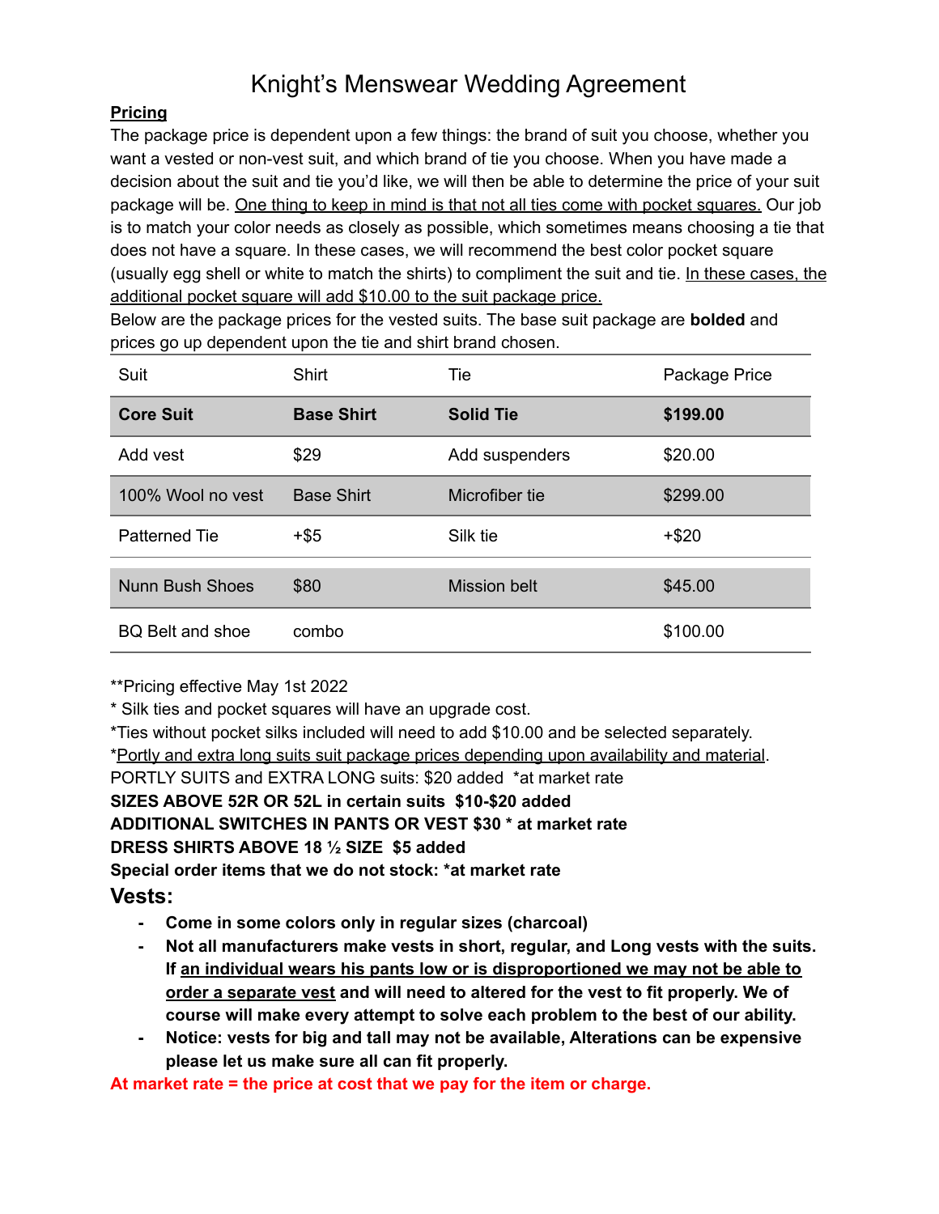# Knight's Menswear Wedding Agreement

**Pricing**

The package price is dependent upon a few things: the brand of suit you choose, whether you want a vested or non-vest suit, and which brand of tie you choose. When you have made a decision about the suit and tie you'd like, we will then be able to determine the price of your suit package will be. One thing to keep in mind is that not all ties come with pocket squares. Our job is to match your color needs as closely as possible, which sometimes means choosing a tie that does not have a square. In these cases, we will recommend the best color pocket square (usually egg shell or white to match the shirts) to compliment the suit and tie. In these cases, the additional pocket square will add $10.00 to the suit package price.

Below are the package prices for the vested suits. The base suit package are **bolded** and prices go up dependent upon the tie and shirt brand chosen.

| Suit | Shirt | Tie | Package Price |
|---|---|---|---|
| **Core Suit** | **Base Shirt** | **Solid Tie** | **$199.00** |
| Add vest | $29 | Add suspenders | $20.00 |
| 100% Wool no vest | Base Shirt | Microfiber tie | $299.00 |
| Patterned Tie | +$5 | Silk tie | +$20 |
| Nunn Bush Shoes | $80 | Mission belt | $45.00 |
| BQ Belt and shoe | combo | | $100.00 |

**Pricing effective May 1st 2022

* Silk ties and pocket squares will have an upgrade cost.

*Ties without pocket silks included will need to add $10.00 and be selected separately.

*Portly and extra long suits suit package prices depending upon availability and material.

PORTLY SUITS and EXTRA LONG suits: $20 added *at market rate

**SIZES ABOVE 52R OR 52L in certain suits $10-$20 added**

**ADDITIONAL SWITCHES IN PANTS OR VEST $30 * at market rate**

**DRESS SHIRTS ABOVE 18 ½ SIZE $5 added**

**Special order items that we do not stock: *at market rate**

## Vests:

- **Come in some colors only in regular sizes (charcoal)**
- **Not all manufacturers make vests in short, regular, and Long vests with the suits. If an individual wears his pants low or is disproportioned we may not be able to order a separate vest and will need to altered for the vest to fit properly. We of course will make every attempt to solve each problem to the best of our ability.**
- **Notice: vests for big and tall may not be available, Alterations can be expensive please let us make sure all can fit properly.**

**At market rate = the price at cost that we pay for the item or charge.**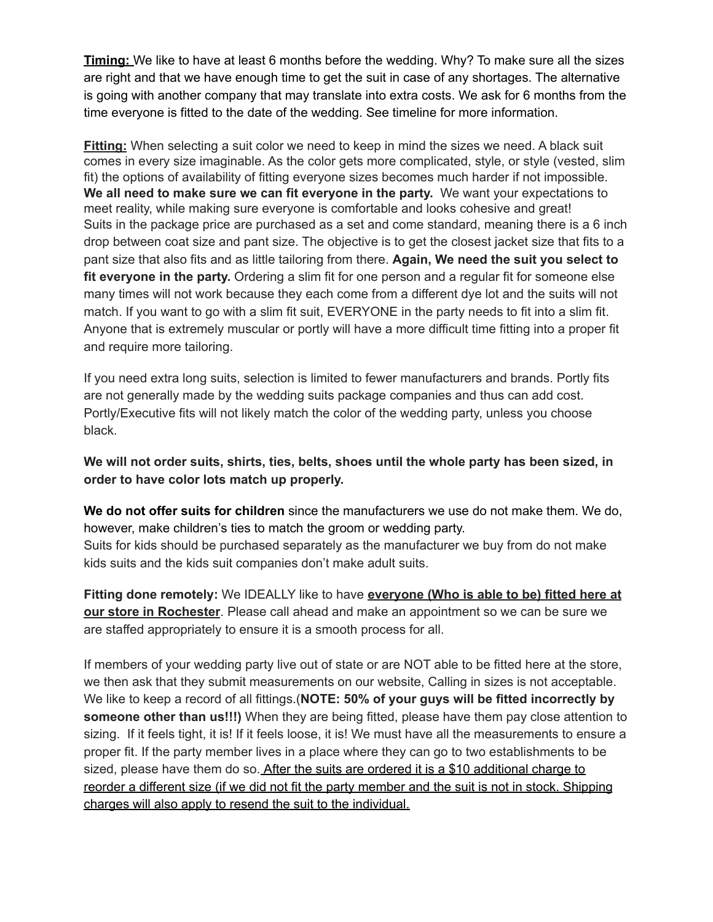**<u>Timing:</u>** We like to have at least 6 months before the wedding. Why? To make sure all the sizes are right and that we have enough time to get the suit in case of any shortages. The alternative is going with another company that may translate into extra costs. We ask for 6 months from the time everyone is fitted to the date of the wedding. See timeline for more information.

**<u>Fitting:</u>** When selecting a suit color we need to keep in mind the sizes we need. A black suit comes in every size imaginable. As the color gets more complicated, style, or style (vested, slim fit) the options of availability of fitting everyone sizes becomes much harder if not impossible. **We all need to make sure we can fit everyone in the party.** We want your expectations to meet reality, while making sure everyone is comfortable and looks cohesive and great!
Suits in the package price are purchased as a set and come standard, meaning there is a 6 inch drop between coat size and pant size. The objective is to get the closest jacket size that fits to a pant size that also fits and as little tailoring from there. **Again, We need the suit you select to fit everyone in the party.** Ordering a slim fit for one person and a regular fit for someone else many times will not work because they each come from a different dye lot and the suits will not match. If you want to go with a slim fit suit, EVERYONE in the party needs to fit into a slim fit. Anyone that is extremely muscular or portly will have a more difficult time fitting into a proper fit and require more tailoring.

If you need extra long suits, selection is limited to fewer manufacturers and brands. Portly fits are not generally made by the wedding suits package companies and thus can add cost. Portly/Executive fits will not likely match the color of the wedding party, unless you choose black.

**We will not order suits, shirts, ties, belts, shoes until the whole party has been sized, in order to have color lots match up properly.**

**We do not offer suits for children** since the manufacturers we use do not make them. We do, however, make children's ties to match the groom or wedding party.
Suits for kids should be purchased separately as the manufacturer we buy from do not make kids suits and the kids suit companies don't make adult suits.

**Fitting done remotely:** We IDEALLY like to have **<u>everyone (Who is able to be) fitted here at our store in Rochester</u>**. Please call ahead and make an appointment so we can be sure we are staffed appropriately to ensure it is a smooth process for all.

If members of your wedding party live out of state or are NOT able to be fitted here at the store, we then ask that they submit measurements on our website, Calling in sizes is not acceptable. We like to keep a record of all fittings.(**NOTE: 50% of your guys will be fitted incorrectly by someone other than us!!!)** When they are being fitted, please have them pay close attention to sizing. If it feels tight, it is! If it feels loose, it is! We must have all the measurements to ensure a proper fit. If the party member lives in a place where they can go to two establishments to be sized, please have them do so. <u>After the suits are ordered it is a $10 additional charge to reorder a different size (if we did not fit the party member and the suit is not in stock. Shipping charges will also apply to resend the suit to the individual.</u>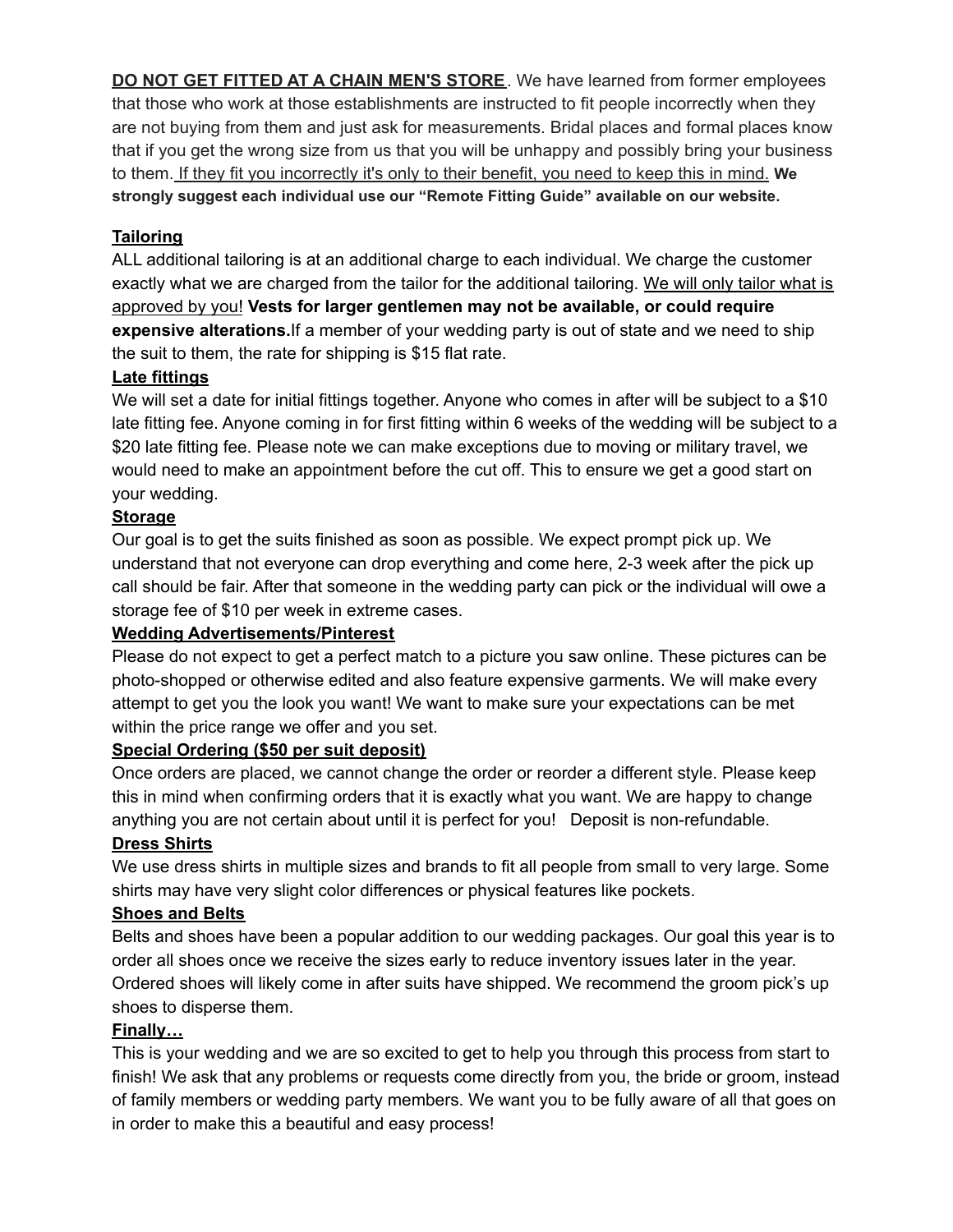**<u>DO NOT GET FITTED AT A CHAIN MEN'S STORE</u>**. We have learned from former employees that those who work at those establishments are instructed to fit people incorrectly when they are not buying from them and just ask for measurements. Bridal places and formal places know that if you get the wrong size from us that you will be unhappy and possibly bring your business to them. <u>If they fit you incorrectly it's only to their benefit, you need to keep this in mind.</u> **We strongly suggest each individual use our "Remote Fitting Guide" available on our website.**

**<u>Tailoring</u>**

ALL additional tailoring is at an additional charge to each individual. We charge the customer exactly what we are charged from the tailor for the additional tailoring. <u>We will only tailor what is approved by you!</u> **Vests for larger gentlemen may not be available, or could require expensive alterations.** If a member of your wedding party is out of state and we need to ship the suit to them, the rate for shipping is $15 flat rate.

**<u>Late fittings</u>**

We will set a date for initial fittings together. Anyone who comes in after will be subject to a $10 late fitting fee. Anyone coming in for first fitting within 6 weeks of the wedding will be subject to a $20 late fitting fee. Please note we can make exceptions due to moving or military travel, we would need to make an appointment before the cut off. This to ensure we get a good start on your wedding.

**<u>Storage</u>**

Our goal is to get the suits finished as soon as possible. We expect prompt pick up. We understand that not everyone can drop everything and come here, 2-3 week after the pick up call should be fair. After that someone in the wedding party can pick or the individual will owe a storage fee of $10 per week in extreme cases.

**<u>Wedding Advertisements/Pinterest</u>**

Please do not expect to get a perfect match to a picture you saw online. These pictures can be photo-shopped or otherwise edited and also feature expensive garments. We will make every attempt to get you the look you want! We want to make sure your expectations can be met within the price range we offer and you set.

**<u>Special Ordering ($50 per suit deposit)</u>**

Once orders are placed, we cannot change the order or reorder a different style. Please keep this in mind when confirming orders that it is exactly what you want. We are happy to change anything you are not certain about until it is perfect for you! Deposit is non-refundable.

**<u>Dress Shirts</u>**

We use dress shirts in multiple sizes and brands to fit all people from small to very large. Some shirts may have very slight color differences or physical features like pockets.

**<u>Shoes and Belts</u>**

Belts and shoes have been a popular addition to our wedding packages. Our goal this year is to order all shoes once we receive the sizes early to reduce inventory issues later in the year. Ordered shoes will likely come in after suits have shipped. We recommend the groom pick's up shoes to disperse them.

**<u>Finally…</u>**

This is your wedding and we are so excited to get to help you through this process from start to finish! We ask that any problems or requests come directly from you, the bride or groom, instead of family members or wedding party members. We want you to be fully aware of all that goes on in order to make this a beautiful and easy process!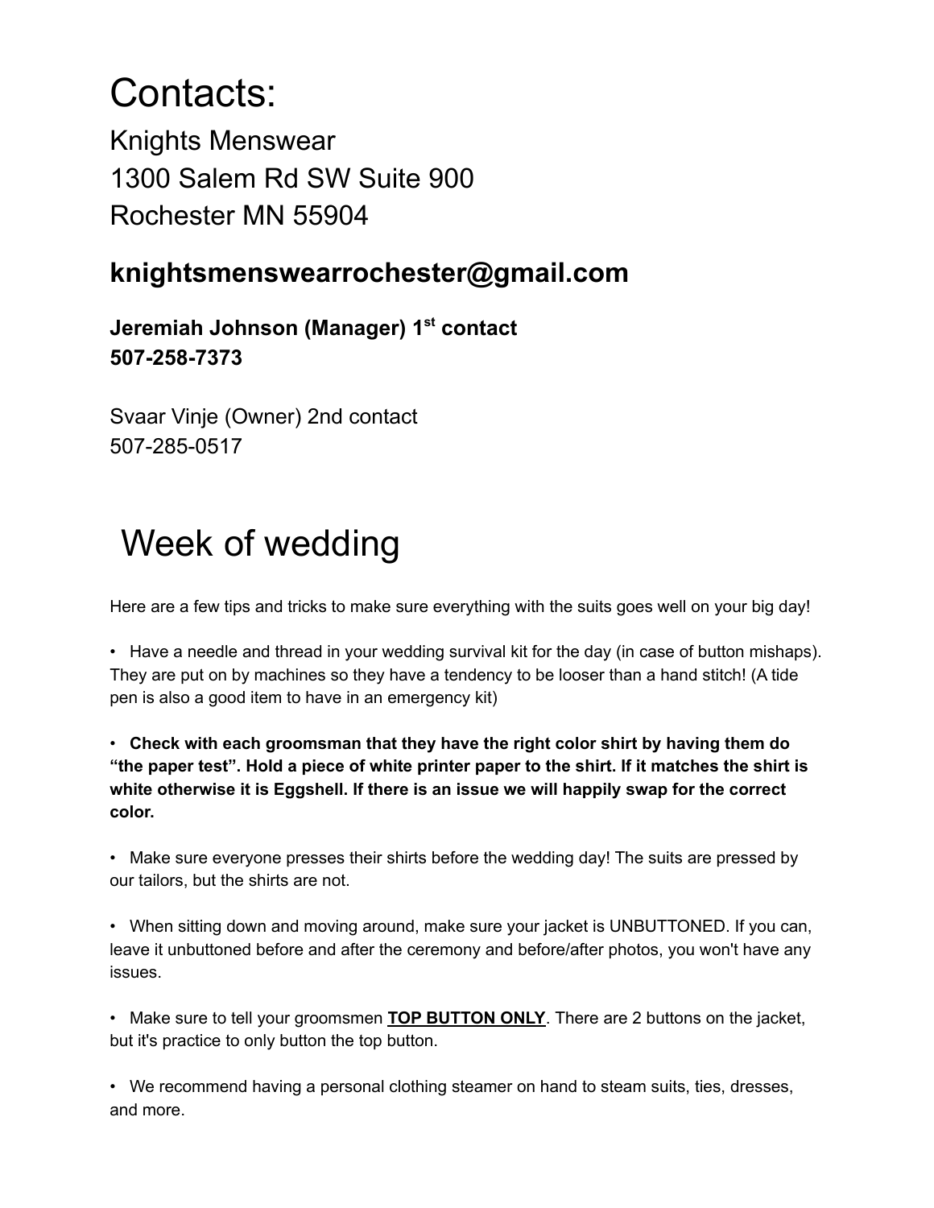# Contacts:

## Knights Menswear
## 1300 Salem Rd SW Suite 900
## Rochester MN 55904

### knightsmenswearrochester@gmail.com

**Jeremiah Johnson (Manager) 1st contact**
**507-258-7373**

Svaar Vinje (Owner) 2nd contact
507-285-0517

# Week of wedding

Here are a few tips and tricks to make sure everything with the suits goes well on your big day!

• Have a needle and thread in your wedding survival kit for the day (in case of button mishaps). They are put on by machines so they have a tendency to be looser than a hand stitch! (A tide pen is also a good item to have in an emergency kit)

• **Check with each groomsman that they have the right color shirt by having them do "the paper test". Hold a piece of white printer paper to the shirt. If it matches the shirt is white otherwise it is Eggshell. If there is an issue we will happily swap for the correct color.**

• Make sure everyone presses their shirts before the wedding day! The suits are pressed by our tailors, but the shirts are not.

• When sitting down and moving around, make sure your jacket is UNBUTTONED. If you can, leave it unbuttoned before and after the ceremony and before/after photos, you won't have any issues.

• Make sure to tell your groomsmen <u>**TOP BUTTON ONLY**</u>. There are 2 buttons on the jacket, but it's practice to only button the top button.

• We recommend having a personal clothing steamer on hand to steam suits, ties, dresses, and more.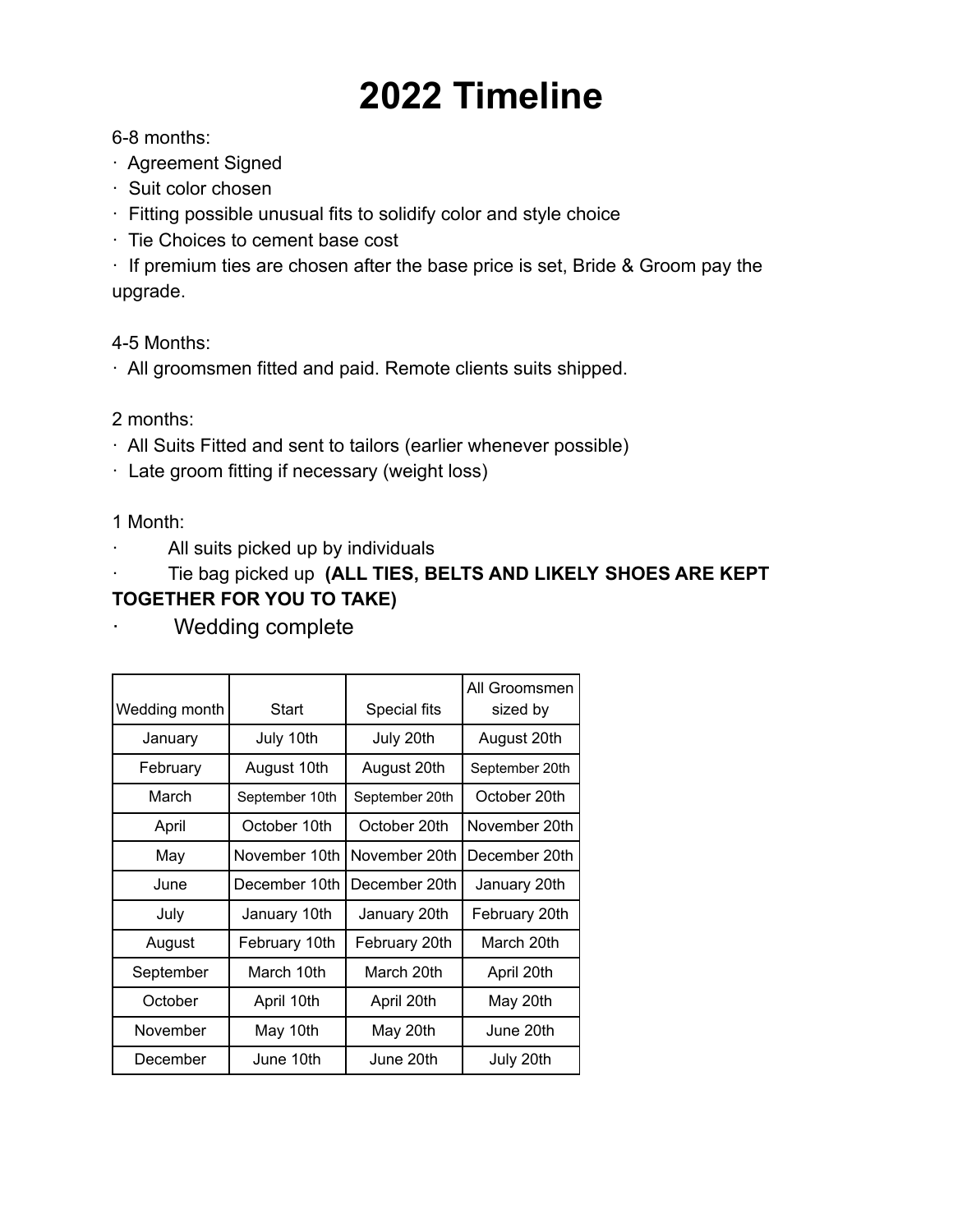# 2022 Timeline

6-8 months:

- Agreement Signed
- Suit color chosen
- Fitting possible unusual fits to solidify color and style choice
- Tie Choices to cement base cost
- If premium ties are chosen after the base price is set, Bride & Groom pay the upgrade.

4-5 Months:

- All groomsmen fitted and paid. Remote clients suits shipped.

2 months:

- All Suits Fitted and sent to tailors (earlier whenever possible)
- Late groom fitting if necessary (weight loss)

1 Month:

- All suits picked up by individuals
- Tie bag picked up **(ALL TIES, BELTS AND LIKELY SHOES ARE KEPT TOGETHER FOR YOU TO TAKE)**
- Wedding complete

| Wedding month | Start | Special fits | All Groomsmen sized by |
|---|---|---|---|
| January | July 10th | July 20th | August 20th |
| February | August 10th | August 20th | September 20th |
| March | September 10th | September 20th | October 20th |
| April | October 10th | October 20th | November 20th |
| May | November 10th | November 20th | December 20th |
| June | December 10th | December 20th | January 20th |
| July | January 10th | January 20th | February 20th |
| August | February 10th | February 20th | March 20th |
| September | March 10th | March 20th | April 20th |
| October | April 10th | April 20th | May 20th |
| November | May 10th | May 20th | June 20th |
| December | June 10th | June 20th | July 20th |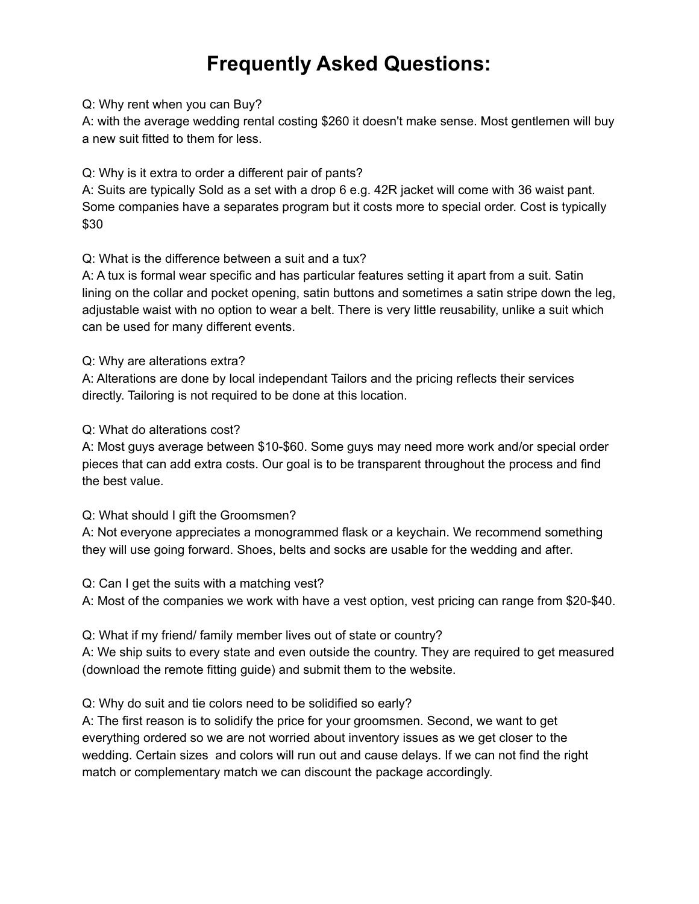# Frequently Asked Questions:

Q: Why rent when you can Buy?
A: with the average wedding rental costing $260 it doesn't make sense. Most gentlemen will buy a new suit fitted to them for less.

Q: Why is it extra to order a different pair of pants?
A: Suits are typically Sold as a set with a drop 6 e.g. 42R jacket will come with 36 waist pant. Some companies have a separates program but it costs more to special order. Cost is typically $30

Q: What is the difference between a suit and a tux?
A: A tux is formal wear specific and has particular features setting it apart from a suit. Satin lining on the collar and pocket opening, satin buttons and sometimes a satin stripe down the leg, adjustable waist with no option to wear a belt. There is very little reusability, unlike a suit which can be used for many different events.

Q: Why are alterations extra?
A: Alterations are done by local independant Tailors and the pricing reflects their services directly. Tailoring is not required to be done at this location.

Q: What do alterations cost?
A: Most guys average between $10-$60. Some guys may need more work and/or special order pieces that can add extra costs. Our goal is to be transparent throughout the process and find the best value.

Q: What should I gift the Groomsmen?
A: Not everyone appreciates a monogrammed flask or a keychain. We recommend something they will use going forward. Shoes, belts and socks are usable for the wedding and after.

Q: Can I get the suits with a matching vest?
A: Most of the companies we work with have a vest option, vest pricing can range from $20-$40.

Q: What if my friend/ family member lives out of state or country?
A: We ship suits to every state and even outside the country. They are required to get measured (download the remote fitting guide) and submit them to the website.

Q: Why do suit and tie colors need to be solidified so early?
A: The first reason is to solidify the price for your groomsmen. Second, we want to get everything ordered so we are not worried about inventory issues as we get closer to the wedding. Certain sizes and colors will run out and cause delays. If we can not find the right match or complementary match we can discount the package accordingly.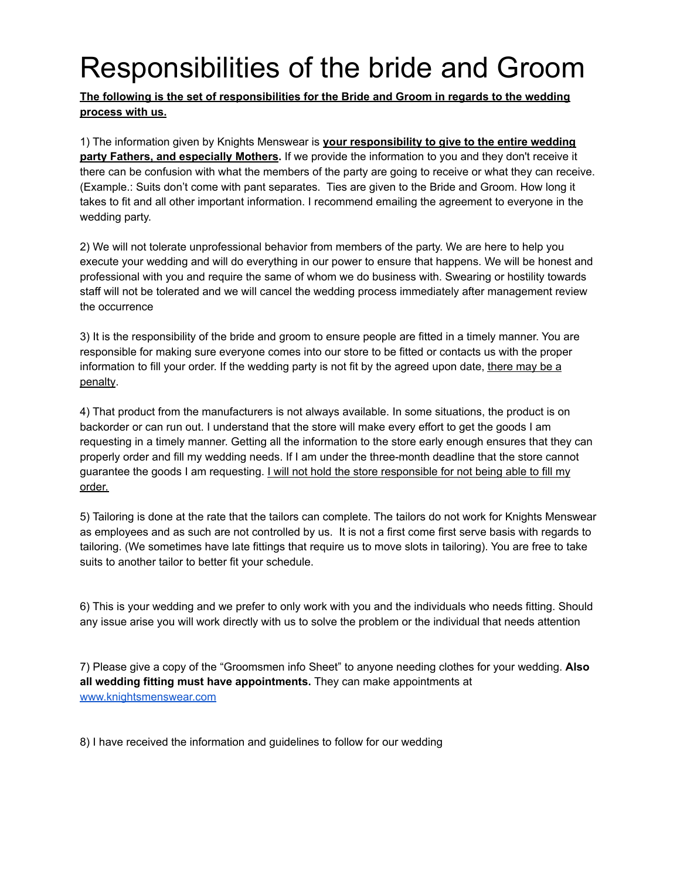# Responsibilities of the bride and Groom

**The following is the set of responsibilities for the Bride and Groom in regards to the wedding process with us.**

1) The information given by Knights Menswear is **your responsibility to give to the entire wedding party Fathers, and especially Mothers.** If we provide the information to you and they don't receive it there can be confusion with what the members of the party are going to receive or what they can receive. (Example.: Suits don't come with pant separates. Ties are given to the Bride and Groom. How long it takes to fit and all other important information. I recommend emailing the agreement to everyone in the wedding party.

2) We will not tolerate unprofessional behavior from members of the party. We are here to help you execute your wedding and will do everything in our power to ensure that happens. We will be honest and professional with you and require the same of whom we do business with. Swearing or hostility towards staff will not be tolerated and we will cancel the wedding process immediately after management review the occurrence

3) It is the responsibility of the bride and groom to ensure people are fitted in a timely manner. You are responsible for making sure everyone comes into our store to be fitted or contacts us with the proper information to fill your order. If the wedding party is not fit by the agreed upon date, there may be a penalty.

4) That product from the manufacturers is not always available. In some situations, the product is on backorder or can run out. I understand that the store will make every effort to get the goods I am requesting in a timely manner. Getting all the information to the store early enough ensures that they can properly order and fill my wedding needs. If I am under the three-month deadline that the store cannot guarantee the goods I am requesting. I will not hold the store responsible for not being able to fill my order.

5) Tailoring is done at the rate that the tailors can complete. The tailors do not work for Knights Menswear as employees and as such are not controlled by us. It is not a first come first serve basis with regards to tailoring. (We sometimes have late fittings that require us to move slots in tailoring). You are free to take suits to another tailor to better fit your schedule.

6) This is your wedding and we prefer to only work with you and the individuals who needs fitting. Should any issue arise you will work directly with us to solve the problem or the individual that needs attention

7) Please give a copy of the "Groomsmen info Sheet" to anyone needing clothes for your wedding. **Also all wedding fitting must have appointments.** They can make appointments at [www.knightsmenswear.com](http://www.knightsmenswear.com)

8) I have received the information and guidelines to follow for our wedding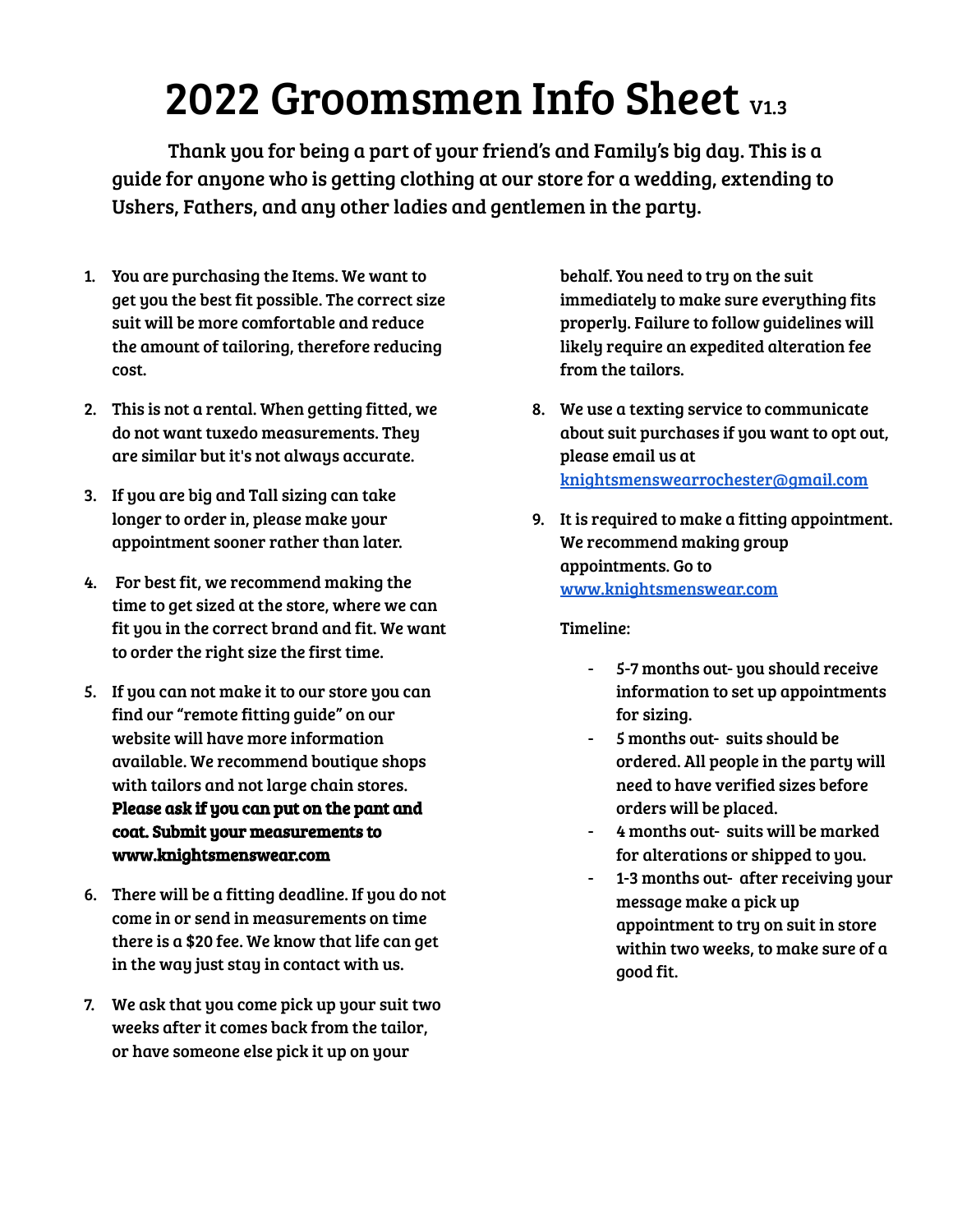# 2022 Groomsmen Info Sheet V1.3

Thank you for being a part of your friend's and Family's big day. This is a guide for anyone who is getting clothing at our store for a wedding, extending to Ushers, Fathers, and any other ladies and gentlemen in the party.

1. You are purchasing the Items. We want to get you the best fit possible. The correct size suit will be more comfortable and reduce the amount of tailoring, therefore reducing cost.

2. This is not a rental. When getting fitted, we do not want tuxedo measurements. They are similar but it's not always accurate.

3. If you are big and Tall sizing can take longer to order in, please make your appointment sooner rather than later.

4. For best fit, we recommend making the time to get sized at the store, where we can fit you in the correct brand and fit. We want to order the right size the first time.

5. If you can not make it to our store you can find our "remote fitting guide" on our website will have more information available. We recommend boutique shops with tailors and not large chain stores. **Please ask if you can put on the pant and coat. Submit your measurements to www.knightsmenswear.com**

6. There will be a fitting deadline. If you do not come in or send in measurements on time there is a $20 fee. We know that life can get in the way just stay in contact with us.

7. We ask that you come pick up your suit two weeks after it comes back from the tailor, or have someone else pick it up on your behalf. You need to try on the suit immediately to make sure everything fits properly. Failure to follow guidelines will likely require an expedited alteration fee from the tailors.

8. We use a texting service to communicate about suit purchases if you want to opt out, please email us at [knightsmenswearrochester@gmail.com](mailto:knightsmenswearrochester@gmail.com)

9. It is required to make a fitting appointment. We recommend making group appointments. Go to [www.knightsmenswear.com](http://www.knightsmenswear.com)

   Timeline:

   - 5-7 months out- you should receive information to set up appointments for sizing.
   - 5 months out- suits should be ordered. All people in the party will need to have verified sizes before orders will be placed.
   - 4 months out- suits will be marked for alterations or shipped to you.
   - 1-3 months out- after receiving your message make a pick up appointment to try on suit in store within two weeks, to make sure of a good fit.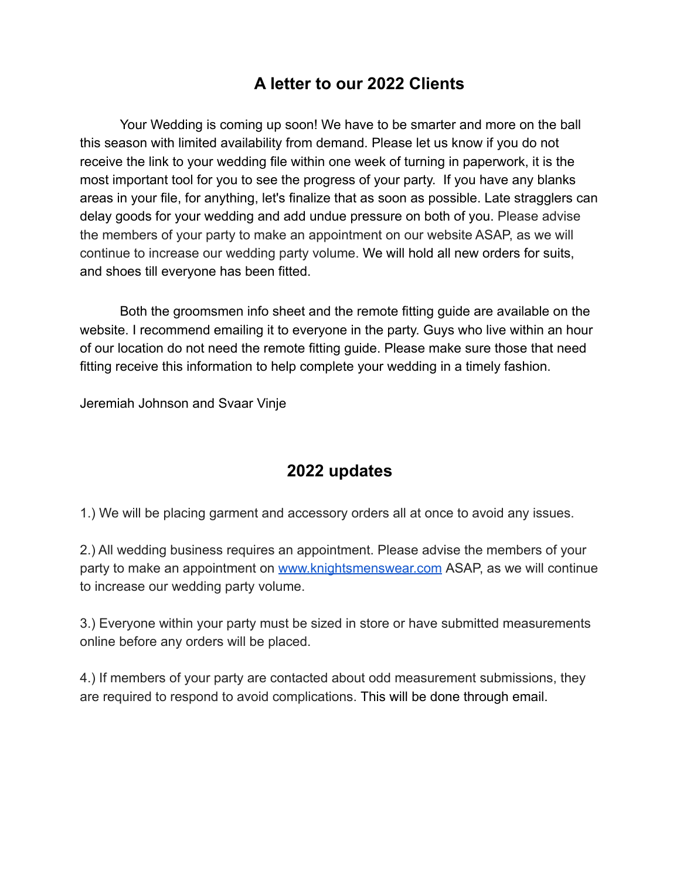## A letter to our 2022 Clients

Your Wedding is coming up soon! We have to be smarter and more on the ball this season with limited availability from demand. Please let us know if you do not receive the link to your wedding file within one week of turning in paperwork, it is the most important tool for you to see the progress of your party. If you have any blanks areas in your file, for anything, let's finalize that as soon as possible. Late stragglers can delay goods for your wedding and add undue pressure on both of you. Please advise the members of your party to make an appointment on our website ASAP, as we will continue to increase our wedding party volume. We will hold all new orders for suits, and shoes till everyone has been fitted.

Both the groomsmen info sheet and the remote fitting guide are available on the website. I recommend emailing it to everyone in the party. Guys who live within an hour of our location do not need the remote fitting guide. Please make sure those that need fitting receive this information to help complete your wedding in a timely fashion.

Jeremiah Johnson and Svaar Vinje

## 2022 updates

1.) We will be placing garment and accessory orders all at once to avoid any issues.

2.) All wedding business requires an appointment. Please advise the members of your party to make an appointment on [www.knightsmenswear.com](http://www.knightsmenswear.com) ASAP, as we will continue to increase our wedding party volume.

3.) Everyone within your party must be sized in store or have submitted measurements online before any orders will be placed.

4.) If members of your party are contacted about odd measurement submissions, they are required to respond to avoid complications. This will be done through email.